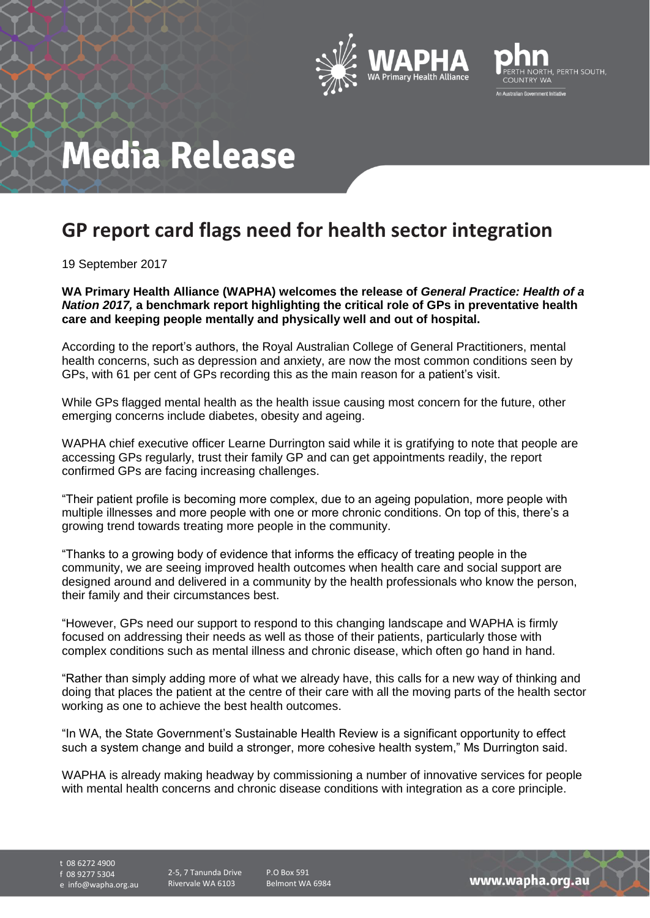# Media Release

## GP report card flags need for health sector integration

19 September 2017

**WA Primary Health Alliance (WAPHA) welcomes the release of *General Practice: Health of a Nation 2017,* a benchmark report highlighting the critical role of GPs in preventative health care and keeping people mentally and physically well and out of hospital.**

According to the report's authors, the Royal Australian College of General Practitioners, mental health concerns, such as depression and anxiety, are now the most common conditions seen by GPs, with 61 per cent of GPs recording this as the main reason for a patient's visit.

While GPs flagged mental health as the health issue causing most concern for the future, other emerging concerns include diabetes, obesity and ageing.

WAPHA chief executive officer Learne Durrington said while it is gratifying to note that people are accessing GPs regularly, trust their family GP and can get appointments readily, the report confirmed GPs are facing increasing challenges.

"Their patient profile is becoming more complex, due to an ageing population, more people with multiple illnesses and more people with one or more chronic conditions. On top of this, there's a growing trend towards treating more people in the community.

"Thanks to a growing body of evidence that informs the efficacy of treating people in the community, we are seeing improved health outcomes when health care and social support are designed around and delivered in a community by the health professionals who know the person, their family and their circumstances best.

"However, GPs need our support to respond to this changing landscape and WAPHA is firmly focused on addressing their needs as well as those of their patients, particularly those with complex conditions such as mental illness and chronic disease, which often go hand in hand.

"Rather than simply adding more of what we already have, this calls for a new way of thinking and doing that places the patient at the centre of their care with all the moving parts of the health sector working as one to achieve the best health outcomes.

"In WA, the State Government's Sustainable Health Review is a significant opportunity to effect such a system change and build a stronger, more cohesive health system," Ms Durrington said.

WAPHA is already making headway by commissioning a number of innovative services for people with mental health concerns and chronic disease conditions with integration as a core principle.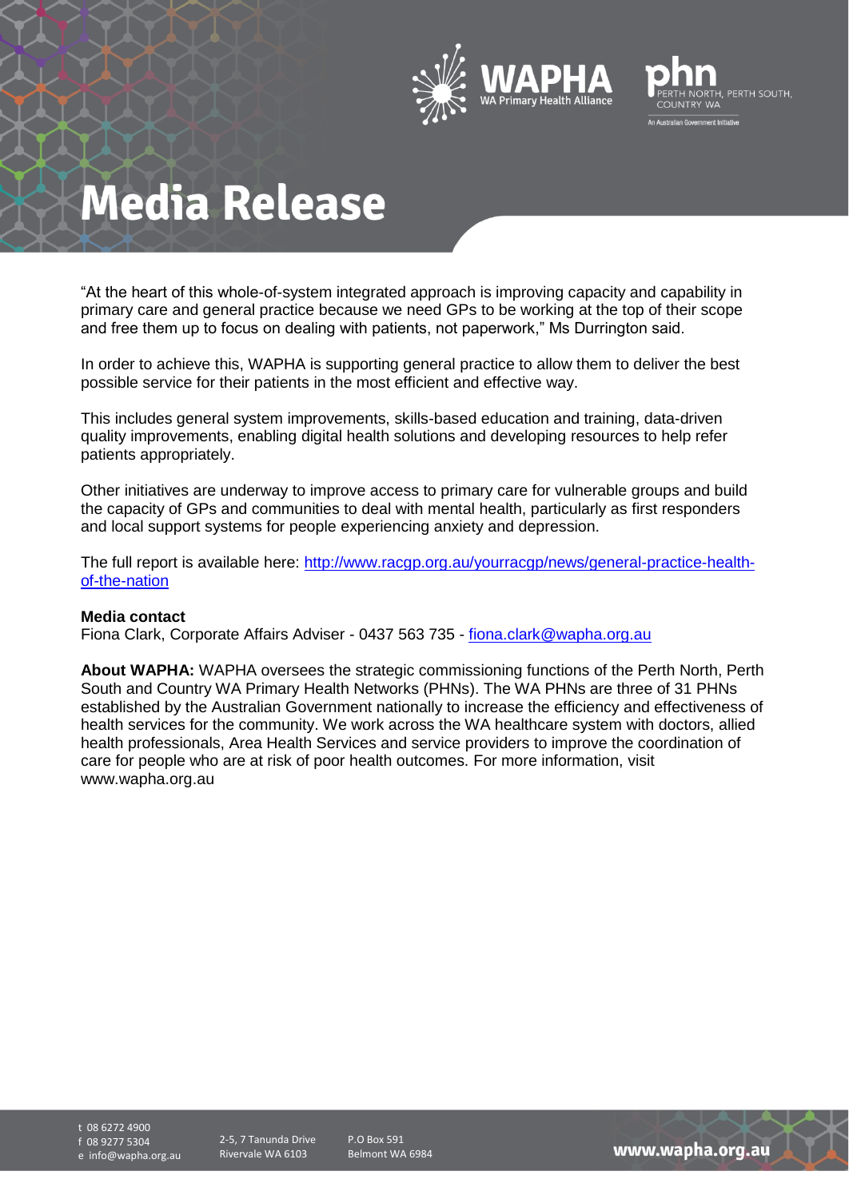# Media Release

"At the heart of this whole-of-system integrated approach is improving capacity and capability in primary care and general practice because we need GPs to be working at the top of their scope and free them up to focus on dealing with patients, not paperwork," Ms Durrington said.

In order to achieve this, WAPHA is supporting general practice to allow them to deliver the best possible service for their patients in the most efficient and effective way.

This includes general system improvements, skills-based education and training, data-driven quality improvements, enabling digital health solutions and developing resources to help refer patients appropriately.

Other initiatives are underway to improve access to primary care for vulnerable groups and build the capacity of GPs and communities to deal with mental health, particularly as first responders and local support systems for people experiencing anxiety and depression.

The full report is available here: [http://www.racgp.org.au/yourracgp/news/general-practice-health-of-the-nation](http://www.racgp.org.au/yourracgp/news/general-practice-health-of-the-nation)

**Media contact**
Fiona Clark, Corporate Affairs Adviser - 0437 563 735 - [fiona.clark@wapha.org.au](mailto:fiona.clark@wapha.org.au)

**About WAPHA:** WAPHA oversees the strategic commissioning functions of the Perth North, Perth South and Country WA Primary Health Networks (PHNs). The WA PHNs are three of 31 PHNs established by the Australian Government nationally to increase the efficiency and effectiveness of health services for the community. We work across the WA healthcare system with doctors, allied health professionals, Area Health Services and service providers to improve the coordination of care for people who are at risk of poor health outcomes. For more information, visit www.wapha.org.au